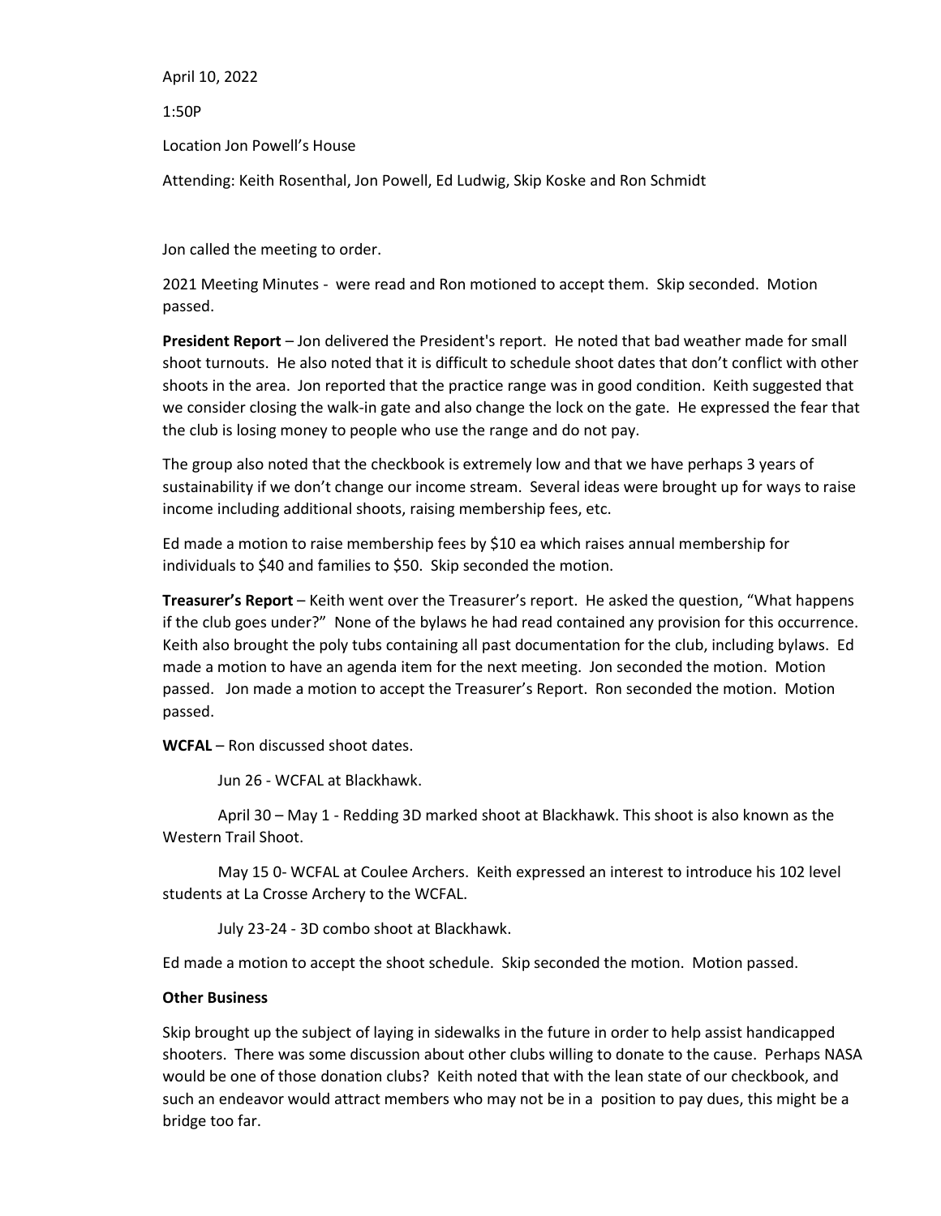April 10, 2022

1:50P

Location Jon Powell's House

Attending: Keith Rosenthal, Jon Powell, Ed Ludwig, Skip Koske and Ron Schmidt

Jon called the meeting to order.

2021 Meeting Minutes - were read and Ron motioned to accept them. Skip seconded. Motion passed.

**President Report** – Jon delivered the President's report. He noted that bad weather made for small shoot turnouts. He also noted that it is difficult to schedule shoot dates that don't conflict with other shoots in the area. Jon reported that the practice range was in good condition. Keith suggested that we consider closing the walk-in gate and also change the lock on the gate. He expressed the fear that the club is losing money to people who use the range and do not pay.

The group also noted that the checkbook is extremely low and that we have perhaps 3 years of sustainability if we don't change our income stream. Several ideas were brought up for ways to raise income including additional shoots, raising membership fees, etc.

Ed made a motion to raise membership fees by $10 ea which raises annual membership for individuals to $40 and families to $50. Skip seconded the motion.

**Treasurer's Report** – Keith went over the Treasurer's report. He asked the question, "What happens if the club goes under?" None of the bylaws he had read contained any provision for this occurrence. Keith also brought the poly tubs containing all past documentation for the club, including bylaws. Ed made a motion to have an agenda item for the next meeting. Jon seconded the motion. Motion passed. Jon made a motion to accept the Treasurer's Report. Ron seconded the motion. Motion passed.

**WCFAL** – Ron discussed shoot dates.

Jun 26 - WCFAL at Blackhawk.

April 30 – May 1 - Redding 3D marked shoot at Blackhawk. This shoot is also known as the Western Trail Shoot.

May 15 0- WCFAL at Coulee Archers. Keith expressed an interest to introduce his 102 level students at La Crosse Archery to the WCFAL.

July 23-24 - 3D combo shoot at Blackhawk.

Ed made a motion to accept the shoot schedule. Skip seconded the motion. Motion passed.

**Other Business**

Skip brought up the subject of laying in sidewalks in the future in order to help assist handicapped shooters. There was some discussion about other clubs willing to donate to the cause. Perhaps NASA would be one of those donation clubs? Keith noted that with the lean state of our checkbook, and such an endeavor would attract members who may not be in a position to pay dues, this might be a bridge too far.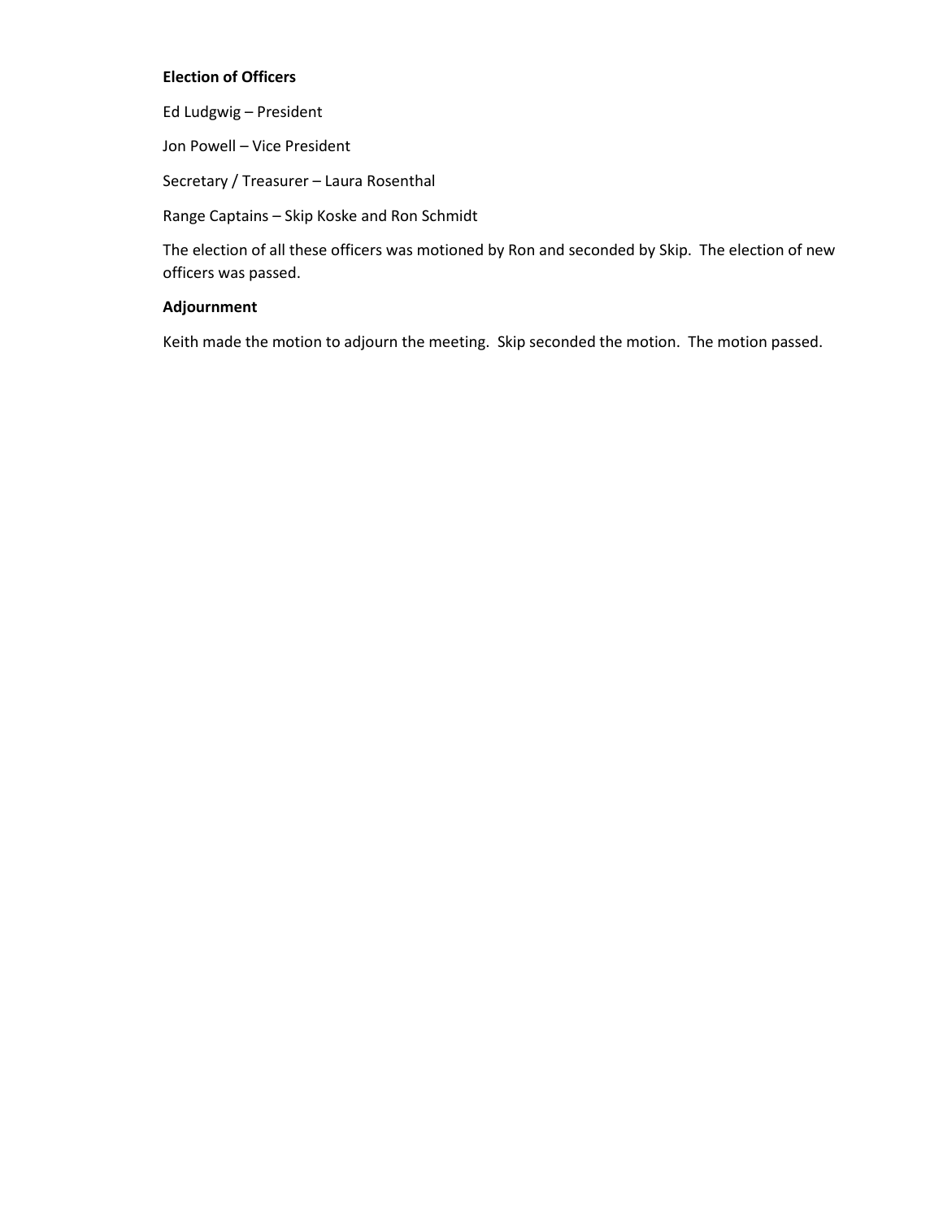**Election of Officers**

Ed Ludgwig – President

Jon Powell – Vice President

Secretary / Treasurer – Laura Rosenthal

Range Captains – Skip Koske and Ron Schmidt

The election of all these officers was motioned by Ron and seconded by Skip. The election of new officers was passed.

**Adjournment**

Keith made the motion to adjourn the meeting. Skip seconded the motion. The motion passed.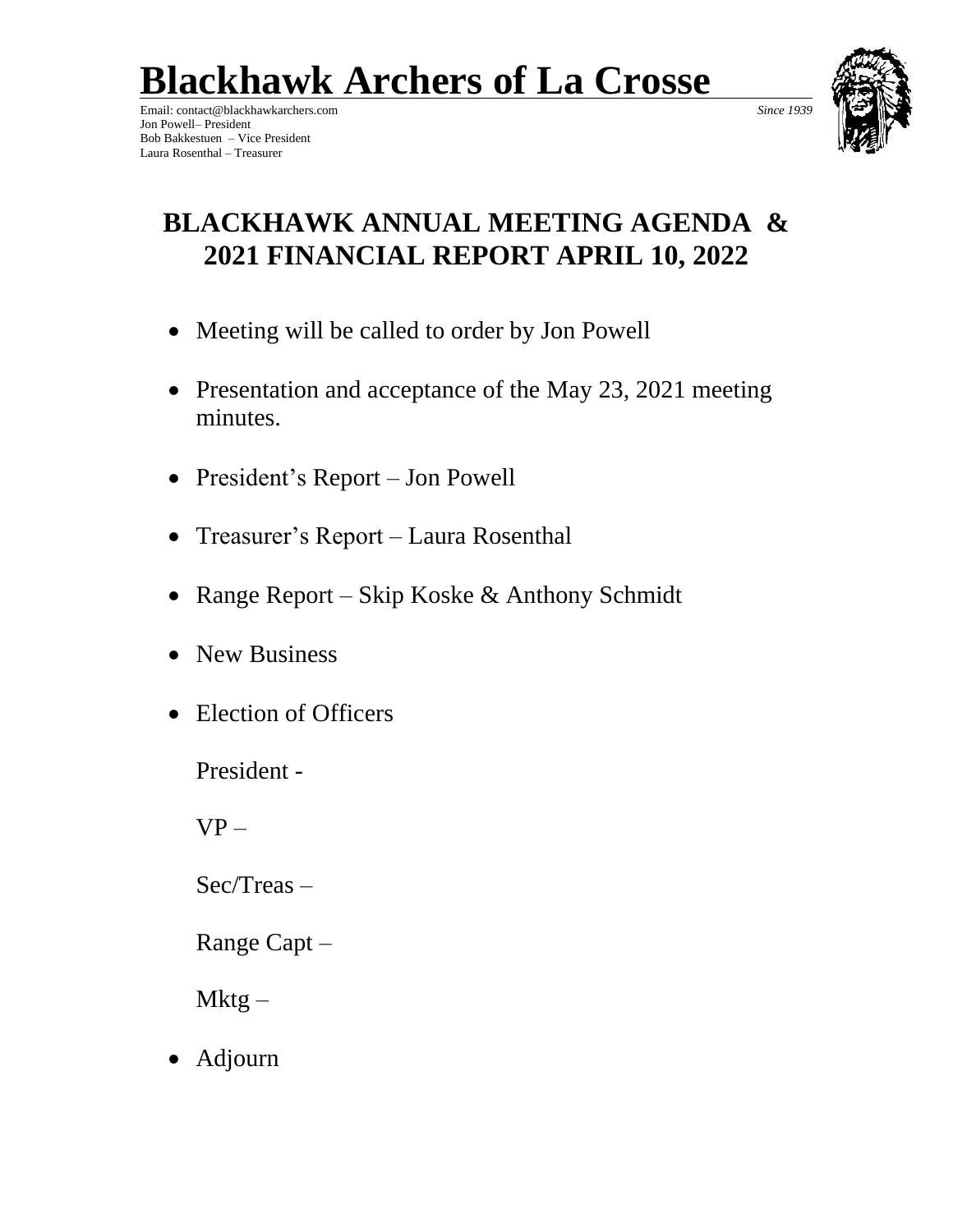# Blackhawk Archers of La Crosse

Email: contact@blackhawkarchers.com *Since 1939*
Jon Powell– President
Bob Bakkestuen – Vice President
Laura Rosenthal – Treasurer

## BLACKHAWK ANNUAL MEETING AGENDA & 2021 FINANCIAL REPORT APRIL 10, 2022

- Meeting will be called to order by Jon Powell
- Presentation and acceptance of the May 23, 2021 meeting minutes.
- President's Report – Jon Powell
- Treasurer's Report – Laura Rosenthal
- Range Report – Skip Koske & Anthony Schmidt
- New Business
- Election of Officers

  President -

  VP –

  Sec/Treas –

  Range Capt –

  Mktg –

- Adjourn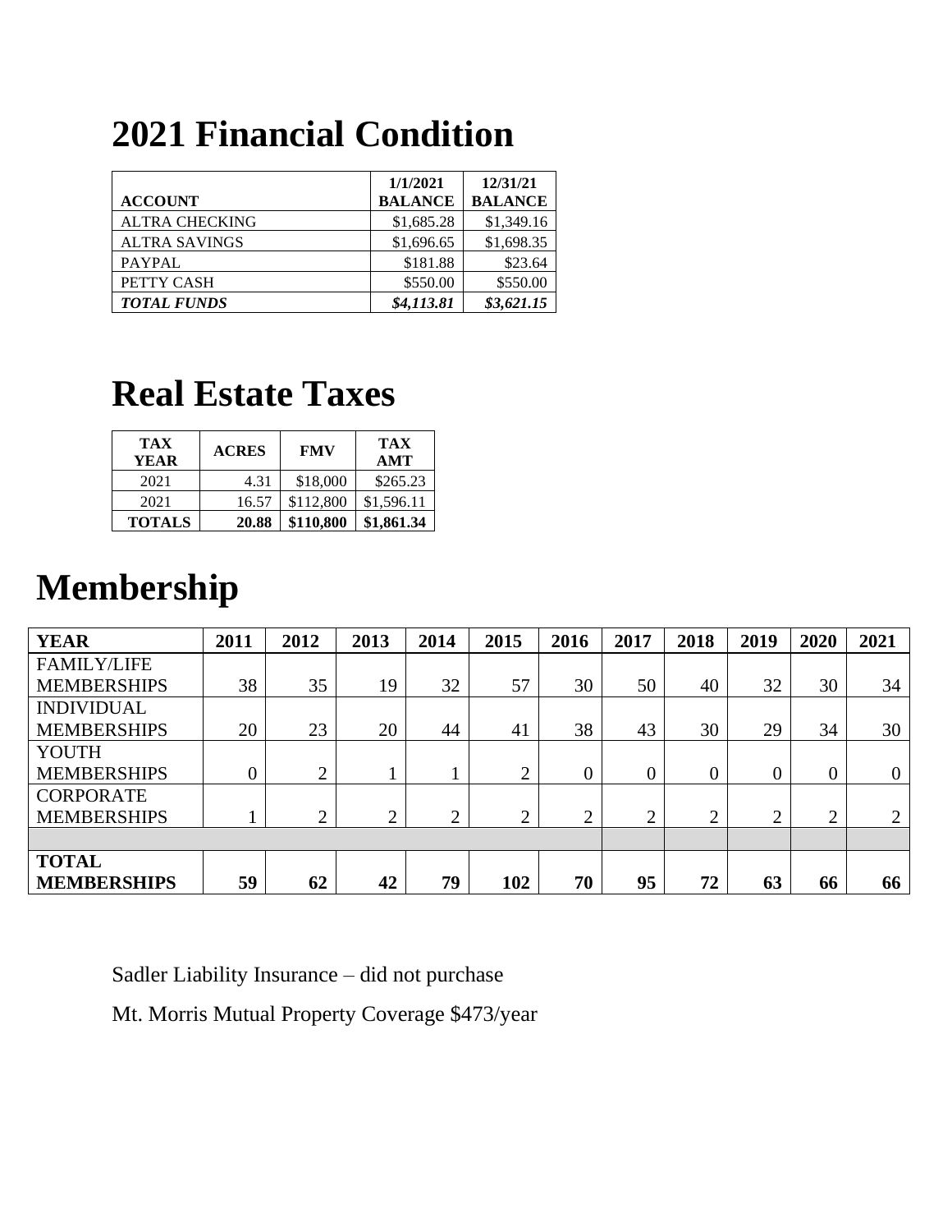# 2021 Financial Condition

| ACCOUNT | 1/1/2021 BALANCE | 12/31/21 BALANCE |
|---|---|---|
| ALTRA CHECKING | $1,685.28 | $1,349.16 |
| ALTRA SAVINGS | $1,696.65 | $1,698.35 |
| PAYPAL | $181.88 | $23.64 |
| PETTY CASH | $550.00 | $550.00 |
| ***TOTAL FUNDS*** | ***$4,113.81*** | ***$3,621.15*** |

# Real Estate Taxes

| TAX YEAR | ACRES | FMV | TAX AMT |
|---|---|---|---|
| 2021 | 4.31 | $18,000 | $265.23 |
| 2021 | 16.57 | $112,800 | $1,596.11 |
| **TOTALS** | **20.88** | **$110,800** | **$1,861.34** |

# Membership

| YEAR | 2011 | 2012 | 2013 | 2014 | 2015 | 2016 | 2017 | 2018 | 2019 | 2020 | 2021 |
|---|---|---|---|---|---|---|---|---|---|---|---|
| FAMILY/LIFE MEMBERSHIPS | 38 | 35 | 19 | 32 | 57 | 30 | 50 | 40 | 32 | 30 | 34 |
| INDIVIDUAL MEMBERSHIPS | 20 | 23 | 20 | 44 | 41 | 38 | 43 | 30 | 29 | 34 | 30 |
| YOUTH MEMBERSHIPS | 0 | 2 | 1 | 1 | 2 | 0 | 0 | 0 | 0 | 0 | 0 |
| CORPORATE MEMBERSHIPS | 1 | 2 | 2 | 2 | 2 | 2 | 2 | 2 | 2 | 2 | 2 |
| | | | | | | | | | | | |
| **TOTAL MEMBERSHIPS** | **59** | **62** | **42** | **79** | **102** | **70** | **95** | **72** | **63** | **66** | **66** |

Sadler Liability Insurance – did not purchase

Mt. Morris Mutual Property Coverage $473/year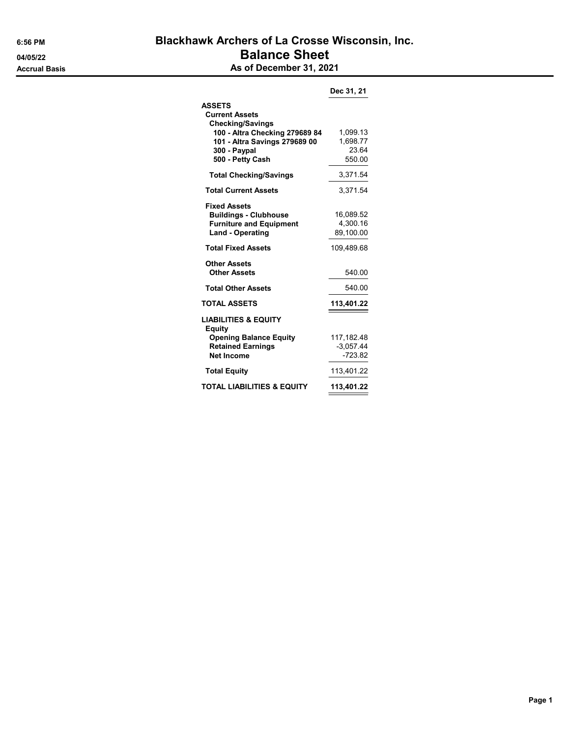6:56 PM

04/05/22

Accrual Basis

# Blackhawk Archers of La Crosse Wisconsin, Inc.
## Balance Sheet
### As of December 31, 2021

| | Dec 31, 21 |
|---|---|
| **ASSETS** | |
| **Current Assets** | |
| **Checking/Savings** | |
| **100 - Altra Checking 279689 84** | 1,099.13 |
| **101 - Altra Savings 279689 00** | 1,698.77 |
| **300 - Paypal** | 23.64 |
| **500 - Petty Cash** | 550.00 |
| **Total Checking/Savings** | 3,371.54 |
| **Total Current Assets** | 3,371.54 |
| **Fixed Assets** | |
| **Buildings - Clubhouse** | 16,089.52 |
| **Furniture and Equipment** | 4,300.16 |
| **Land - Operating** | 89,100.00 |
| **Total Fixed Assets** | 109,489.68 |
| **Other Assets** | |
| **Other Assets** | 540.00 |
| **Total Other Assets** | 540.00 |
| **TOTAL ASSETS** | **113,401.22** |
| **LIABILITIES & EQUITY** | |
| **Equity** | |
| **Opening Balance Equity** | 117,182.48 |
| **Retained Earnings** | -3,057.44 |
| **Net Income** | -723.82 |
| **Total Equity** | 113,401.22 |
| **TOTAL LIABILITIES & EQUITY** | **113,401.22** |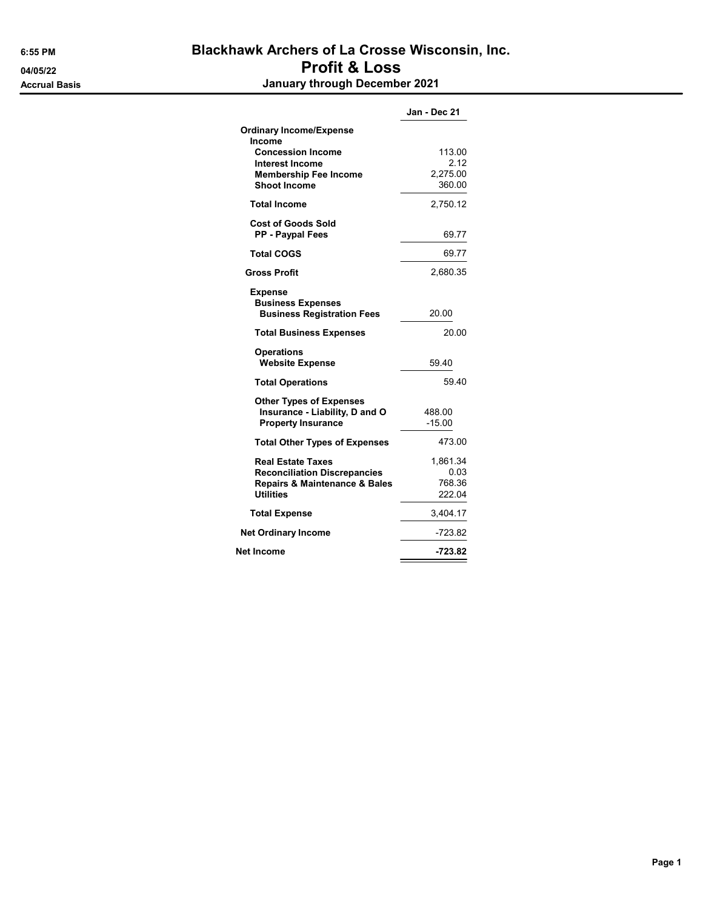6:55 PM
04/05/22
Accrual Basis

# Blackhawk Archers of La Crosse Wisconsin, Inc.
## Profit & Loss
### January through December 2021

| | Jan - Dec 21 |
|---|---|
| **Ordinary Income/Expense** | |
| **Income** | |
| **Concession Income** | 113.00 |
| **Interest Income** | 2.12 |
| **Membership Fee Income** | 2,275.00 |
| **Shoot Income** | 360.00 |
| **Total Income** | 2,750.12 |
| **Cost of Goods Sold** | |
| **PP - Paypal Fees** | 69.77 |
| **Total COGS** | 69.77 |
| **Gross Profit** | 2,680.35 |
| **Expense** | |
| **Business Expenses** | |
| **Business Registration Fees** | 20.00 |
| **Total Business Expenses** | 20.00 |
| **Operations** | |
| **Website Expense** | 59.40 |
| **Total Operations** | 59.40 |
| **Other Types of Expenses** | |
| **Insurance - Liability, D and O** | 488.00 |
| **Property Insurance** | -15.00 |
| **Total Other Types of Expenses** | 473.00 |
| **Real Estate Taxes** | 1,861.34 |
| **Reconciliation Discrepancies** | 0.03 |
| **Repairs & Maintenance & Bales** | 768.36 |
| **Utilities** | 222.04 |
| **Total Expense** | 3,404.17 |
| **Net Ordinary Income** | -723.82 |
| **Net Income** | **-723.82** |